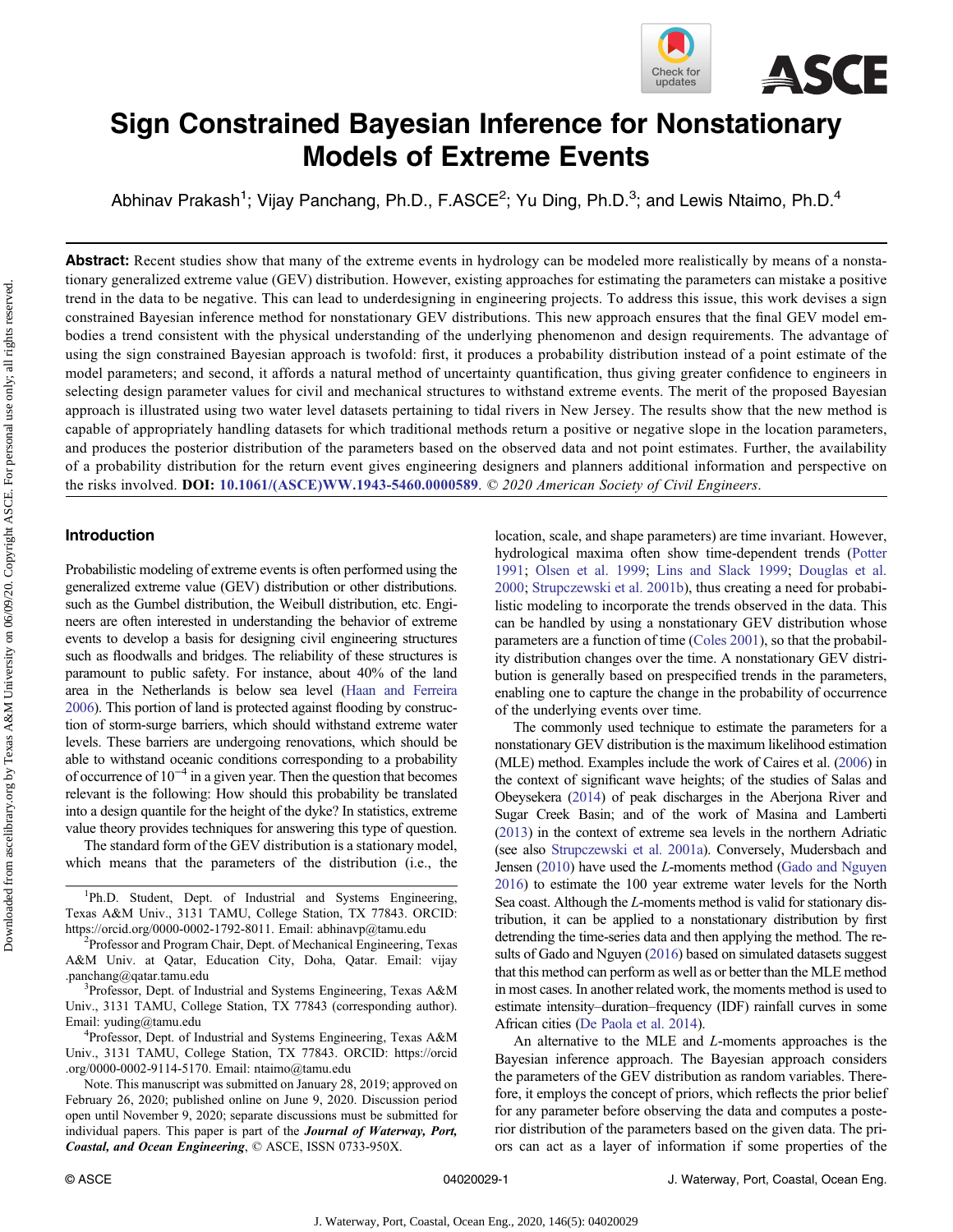# Sign Constrained Bayesian Inference for Nonstationary Models of Extreme Events

Abhinav Prakash[1]; Vijay Panchang, Ph.D., F.ASCE[2]; Yu Ding, Ph.D.[3]; and Lewis Ntaimo, Ph.D.[4]

**Abstract:** Recent studies show that many of the extreme events in hydrology can be modeled more realistically by means of a nonstationary generalized extreme value (GEV) distribution. However, existing approaches for estimating the parameters can mistake a positive trend in the data to be negative. This can lead to underdesigning in engineering projects. To address this issue, this work devises a sign constrained Bayesian inference method for nonstationary GEV distributions. This new approach ensures that the final GEV model embodies a trend consistent with the physical understanding of the underlying phenomenon and design requirements. The advantage of using the sign constrained Bayesian approach is twofold: first, it produces a probability distribution instead of a point estimate of the model parameters; and second, it affords a natural method of uncertainty quantification, thus giving greater confidence to engineers in selecting design parameter values for civil and mechanical structures to withstand extreme events. The merit of the proposed Bayesian approach is illustrated using two water level datasets pertaining to tidal rivers in New Jersey. The results show that the new method is capable of appropriately handling datasets for which traditional methods return a positive or negative slope in the location parameters, and produces the posterior distribution of the parameters based on the observed data and not point estimates. Further, the availability of a probability distribution for the return event gives engineering designers and planners additional information and perspective on the risks involved. **DOI:** 10.1061/(ASCE)WW.1943-5460.0000589. *© 2020 American Society of Civil Engineers.*

## Introduction

Probabilistic modeling of extreme events is often performed using the generalized extreme value (GEV) distribution or other distributions. such as the Gumbel distribution, the Weibull distribution, etc. Engineers are often interested in understanding the behavior of extreme events to develop a basis for designing civil engineering structures such as floodwalls and bridges. The reliability of these structures is paramount to public safety. For instance, about 40% of the land area in the Netherlands is below sea level (Haan and Ferreira 2006). This portion of land is protected against flooding by construction of storm-surge barriers, which should withstand extreme water levels. These barriers are undergoing renovations, which should be able to withstand oceanic conditions corresponding to a probability of occurrence of $10^{-4}$ in a given year. Then the question that becomes relevant is the following: How should this probability be translated into a design quantile for the height of the dyke? In statistics, extreme value theory provides techniques for answering this type of question.

The standard form of the GEV distribution is a stationary model, which means that the parameters of the distribution (i.e., the location, scale, and shape parameters) are time invariant. However, hydrological maxima often show time-dependent trends (Potter 1991; Olsen et al. 1999; Lins and Slack 1999; Douglas et al. 2000; Strupczewski et al. 2001b), thus creating a need for probabilistic modeling to incorporate the trends observed in the data. This can be handled by using a nonstationary GEV distribution whose parameters are a function of time (Coles 2001), so that the probability distribution changes over the time. A nonstationary GEV distribution is generally based on prespecified trends in the parameters, enabling one to capture the change in the probability of occurrence of the underlying events over time.

The commonly used technique to estimate the parameters for a nonstationary GEV distribution is the maximum likelihood estimation (MLE) method. Examples include the work of Caires et al. (2006) in the context of significant wave heights; of the studies of Salas and Obeysekera (2014) of peak discharges in the Aberjona River and Sugar Creek Basin; and of the work of Masina and Lamberti (2013) in the context of extreme sea levels in the northern Adriatic (see also Strupczewski et al. 2001a). Conversely, Mudersbach and Jensen (2010) have used the *L*-moments method (Gado and Nguyen 2016) to estimate the 100 year extreme water levels for the North Sea coast. Although the *L*-moments method is valid for stationary distribution, it can be applied to a nonstationary distribution by first detrending the time-series data and then applying the method. The results of Gado and Nguyen (2016) based on simulated datasets suggest that this method can perform as well as or better than the MLE method in most cases. In another related work, the moments method is used to estimate intensity–duration–frequency (IDF) rainfall curves in some African cities (De Paola et al. 2014).

An alternative to the MLE and *L*-moments approaches is the Bayesian inference approach. The Bayesian approach considers the parameters of the GEV distribution as random variables. Therefore, it employs the concept of priors, which reflects the prior belief for any parameter before observing the data and computes a posterior distribution of the parameters based on the given data. The priors can act as a layer of information if some properties of the

---

[1]Ph.D. Student, Dept. of Industrial and Systems Engineering, Texas A&M Univ., 3131 TAMU, College Station, TX 77843. ORCID: https://orcid.org/0000-0002-1792-8011. Email: abhinavp@tamu.edu

[2]Professor and Program Chair, Dept. of Mechanical Engineering, Texas A&M Univ. at Qatar, Education City, Doha, Qatar. Email: vijay.panchang@qatar.tamu.edu

[3]Professor, Dept. of Industrial and Systems Engineering, Texas A&M Univ., 3131 TAMU, College Station, TX 77843 (corresponding author). Email: yuding@tamu.edu

[4]Professor, Dept. of Industrial and Systems Engineering, Texas A&M Univ., 3131 TAMU, College Station, TX 77843. ORCID: https://orcid.org/0000-0002-9114-5170. Email: ntaimo@tamu.edu

Note. This manuscript was submitted on January 28, 2019; approved on February 26, 2020; published online on June 9, 2020. Discussion period open until November 9, 2020; separate discussions must be submitted for individual papers. This paper is part of the ***Journal of Waterway, Port, Coastal, and Ocean Engineering***, © ASCE, ISSN 0733-950X.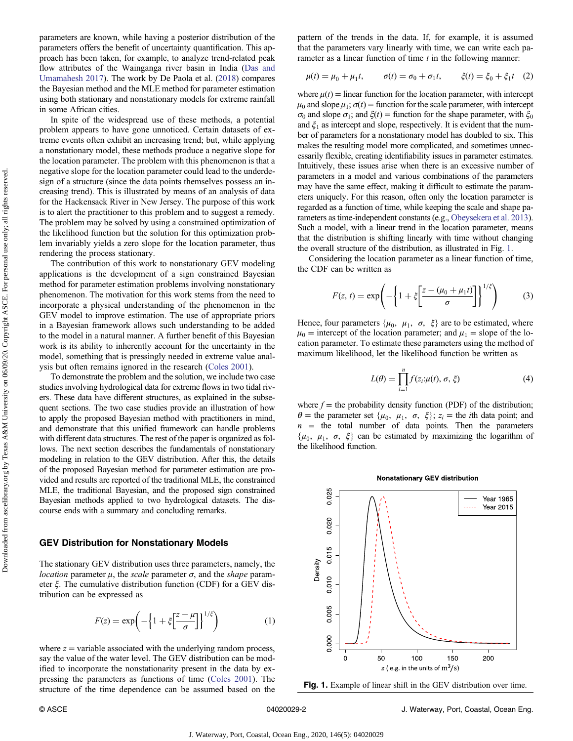parameters are known, while having a posterior distribution of the parameters offers the benefit of uncertainty quantification. This approach has been taken, for example, to analyze trend-related peak flow attributes of the Wainganga river basin in India (Das and Umamahesh 2017). The work by De Paola et al. (2018) compares the Bayesian method and the MLE method for parameter estimation using both stationary and nonstationary models for extreme rainfall in some African cities.

In spite of the widespread use of these methods, a potential problem appears to have gone unnoticed. Certain datasets of extreme events often exhibit an increasing trend; but, while applying a nonstationary model, these methods produce a negative slope for the location parameter. The problem with this phenomenon is that a negative slope for the location parameter could lead to the underdesign of a structure (since the data points themselves possess an increasing trend). This is illustrated by means of an analysis of data for the Hackensack River in New Jersey. The purpose of this work is to alert the practitioner to this problem and to suggest a remedy. The problem may be solved by using a constrained optimization of the likelihood function but the solution for this optimization problem invariably yields a zero slope for the location parameter, thus rendering the process stationary.

The contribution of this work to nonstationary GEV modeling applications is the development of a sign constrained Bayesian method for parameter estimation problems involving nonstationary phenomenon. The motivation for this work stems from the need to incorporate a physical understanding of the phenomenon in the GEV model to improve estimation. The use of appropriate priors in a Bayesian framework allows such understanding to be added to the model in a natural manner. A further benefit of this Bayesian work is its ability to inherently account for the uncertainty in the model, something that is pressingly needed in extreme value analysis but often remains ignored in the research (Coles 2001).

To demonstrate the problem and the solution, we include two case studies involving hydrological data for extreme flows in two tidal rivers. These data have different structures, as explained in the subsequent sections. The two case studies provide an illustration of how to apply the proposed Bayesian method with practitioners in mind, and demonstrate that this unified framework can handle problems with different data structures. The rest of the paper is organized as follows. The next section describes the fundamentals of nonstationary modeling in relation to the GEV distribution. After this, the details of the proposed Bayesian method for parameter estimation are provided and results are reported of the traditional MLE, the constrained MLE, the traditional Bayesian, and the proposed sign constrained Bayesian methods applied to two hydrological datasets. The discourse ends with a summary and concluding remarks.

## GEV Distribution for Nonstationary Models

The stationary GEV distribution uses three parameters, namely, the *location* parameter $\mu$, the *scale* parameter $\sigma$, and the *shape* parameter $\xi$. The cumulative distribution function (CDF) for a GEV distribution can be expressed as

$$F(z) = \exp\left(-\left\{1 + \xi\left[\frac{z-\mu}{\sigma}\right]\right\}^{1/\xi}\right) \tag{1}$$

where $z$ = variable associated with the underlying random process, say the value of the water level. The GEV distribution can be modified to incorporate the nonstationarity present in the data by expressing the parameters as functions of time (Coles 2001). The structure of the time dependence can be assumed based on the pattern of the trends in the data. If, for example, it is assumed that the parameters vary linearly with time, we can write each parameter as a linear function of time $t$ in the following manner:

$$\mu(t) = \mu_0 + \mu_1 t, \qquad \sigma(t) = \sigma_0 + \sigma_1 t, \qquad \xi(t) = \xi_0 + \xi_1 t \tag{2}$$

where $\mu(t)$ = linear function for the location parameter, with intercept $\mu_0$ and slope $\mu_1$; $\sigma(t)$ = function for the scale parameter, with intercept $\sigma_0$ and slope $\sigma_1$; and $\xi(t)$ = function for the shape parameter, with $\xi_0$ and $\xi_1$ as intercept and slope, respectively. It is evident that the number of parameters for a nonstationary model has doubled to six. This makes the resulting model more complicated, and sometimes unnecessarily flexible, creating identifiability issues in parameter estimates. Intuitively, these issues arise when there is an excessive number of parameters in a model and various combinations of the parameters may have the same effect, making it difficult to estimate the parameters uniquely. For this reason, often only the location parameter is regarded as a function of time, while keeping the scale and shape parameters as time-independent constants (e.g., Obeysekera et al. 2013). Such a model, with a linear trend in the location parameter, means that the distribution is shifting linearly with time without changing the overall structure of the distribution, as illustrated in Fig. 1.

Considering the location parameter as a linear function of time, the CDF can be written as

$$F(z,t) = \exp\left(-\left\{1 + \xi\left[\frac{z-(\mu_0+\mu_1 t)}{\sigma}\right]\right\}^{1/\xi}\right) \tag{3}$$

Hence, four parameters $\{\mu_0,\ \mu_1,\ \sigma,\ \xi\}$ are to be estimated, where $\mu_0$ = intercept of the location parameter; and $\mu_1$ = slope of the location parameter. To estimate these parameters using the method of maximum likelihood, let the likelihood function be written as

$$L(\theta) = \prod_{i=1}^{n} f(z_i;\mu(t),\sigma,\xi) \tag{4}$$

where $f$ = the probability density function (PDF) of the distribution; $\theta$ = the parameter set $\{\mu_0,\ \mu_1,\ \sigma,\ \xi\}$; $z_i$ = the $i$th data point; and $n$ = the total number of data points. Then the parameters $\{\mu_0,\ \mu_1,\ \sigma,\ \xi\}$ can be estimated by maximizing the logarithm of the likelihood function.

**Fig. 1.** Example of linear shift in the GEV distribution over time.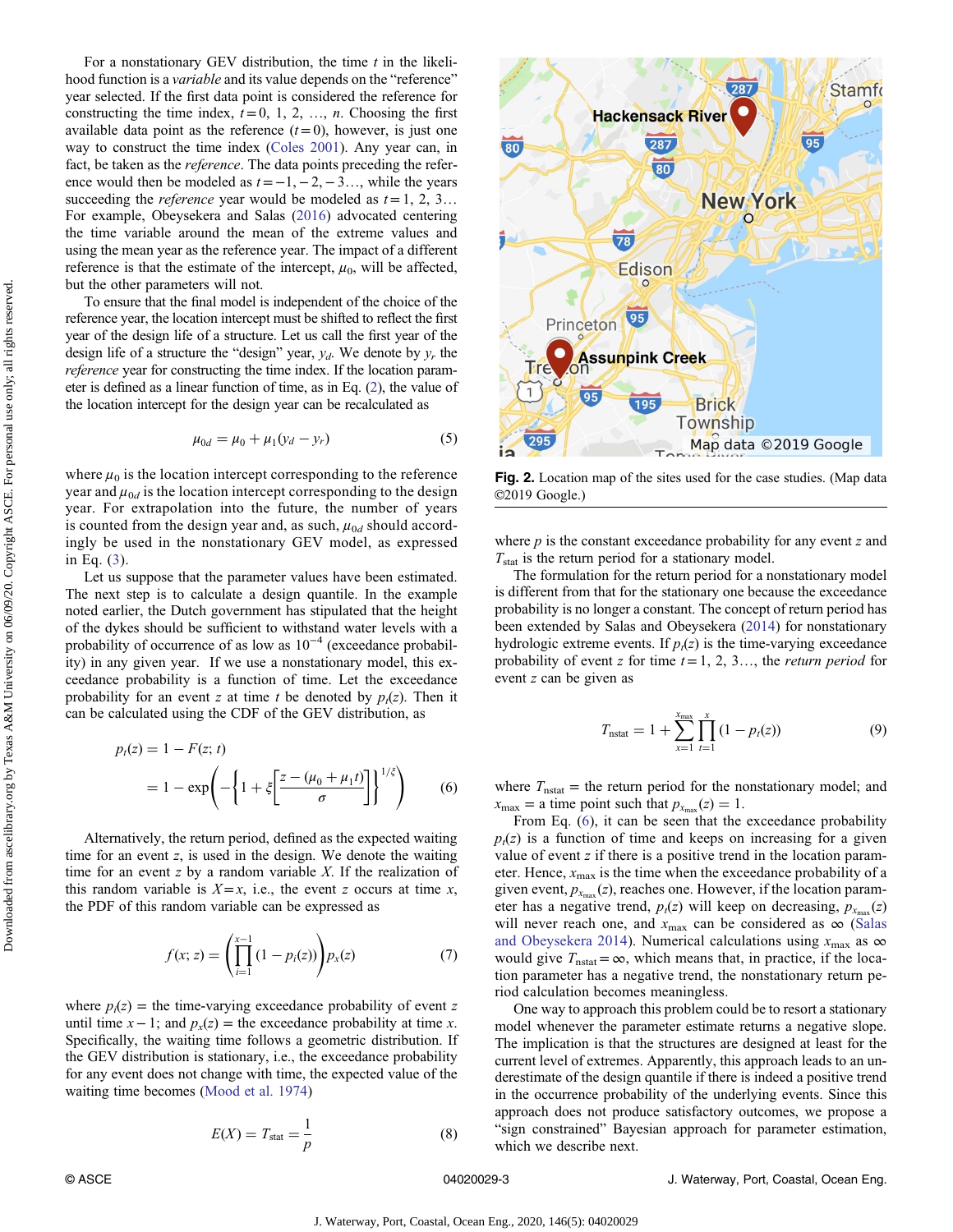For a nonstationary GEV distribution, the time $t$ in the likelihood function is a *variable* and its value depends on the "reference" year selected. If the first data point is considered the reference for constructing the time index, $t = 0, 1, 2, \ldots, n$. Choosing the first available data point as the reference ($t = 0$), however, is just one way to construct the time index (Coles 2001). Any year can, in fact, be taken as the *reference*. The data points preceding the reference would then be modeled as $t = -1, -2, -3\ldots$, while the years succeeding the *reference* year would be modeled as $t = 1, 2, 3\ldots$ For example, Obeysekera and Salas (2016) advocated centering the time variable around the mean of the extreme values and using the mean year as the reference year. The impact of a different reference is that the estimate of the intercept, $\mu_0$, will be affected, but the other parameters will not.

To ensure that the final model is independent of the choice of the reference year, the location intercept must be shifted to reflect the first year of the design life of a structure. Let us call the first year of the design life of a structure the "design" year, $y_d$. We denote by $y_r$ the *reference* year for constructing the time index. If the location parameter is defined as a linear function of time, as in Eq. (2), the value of the location intercept for the design year can be recalculated as

$$\mu_{0d} = \mu_0 + \mu_1(y_d - y_r) \tag{5}$$

where $\mu_0$ is the location intercept corresponding to the reference year and $\mu_{0d}$ is the location intercept corresponding to the design year. For extrapolation into the future, the number of years is counted from the design year and, as such, $\mu_{0d}$ should accordingly be used in the nonstationary GEV model, as expressed in Eq. (3).

Let us suppose that the parameter values have been estimated. The next step is to calculate a design quantile. In the example noted earlier, the Dutch government has stipulated that the height of the dykes should be sufficient to withstand water levels with a probability of occurrence of as low as $10^{-4}$ (exceedance probability) in any given year. If we use a nonstationary model, this exceedance probability is a function of time. Let the exceedance probability for an event $z$ at time $t$ be denoted by $p_t(z)$. Then it can be calculated using the CDF of the GEV distribution, as

$$p_t(z) = 1 - F(z;t) = 1 - \exp\left(-\left\{1 + \xi\left[\frac{z - (\mu_0 + \mu_1 t)}{\sigma}\right]\right\}^{1/\xi}\right) \tag{6}$$

Alternatively, the return period, defined as the expected waiting time for an event $z$, is used in the design. We denote the waiting time for an event $z$ by a random variable $X$. If the realization of this random variable is $X = x$, i.e., the event $z$ occurs at time $x$, the PDF of this random variable can be expressed as

$$f(x;z) = \left(\prod_{i=1}^{x-1}(1 - p_i(z))\right)p_x(z) \tag{7}$$

where $p_i(z)$ = the time-varying exceedance probability of event $z$ until time $x - 1$; and $p_x(z)$ = the exceedance probability at time $x$. Specifically, the waiting time follows a geometric distribution. If the GEV distribution is stationary, i.e., the exceedance probability for any event does not change with time, the expected value of the waiting time becomes (Mood et al. 1974)

$$E(X) = T_{\text{stat}} = \frac{1}{p} \tag{8}$$

Fig. 2. Location map of the sites used for the case studies. (Map data ©2019 Google.)

where $p$ is the constant exceedance probability for any event $z$ and $T_{\text{stat}}$ is the return period for a stationary model.

The formulation for the return period for a nonstationary model is different from that for the stationary one because the exceedance probability is no longer a constant. The concept of return period has been extended by Salas and Obeysekera (2014) for nonstationary hydrologic extreme events. If $p_t(z)$ is the time-varying exceedance probability of event $z$ for time $t = 1, 2, 3\ldots$, the *return period* for event $z$ can be given as

$$T_{\text{nstat}} = 1 + \sum_{x=1}^{x_{\max}}\prod_{t=1}^{x}(1 - p_t(z)) \tag{9}$$

where $T_{\text{nstat}}$ = the return period for the nonstationary model; and $x_{\max}$ = a time point such that $p_{x_{\max}}(z) = 1$.

From Eq. (6), it can be seen that the exceedance probability $p_t(z)$ is a function of time and keeps on increasing for a given value of event $z$ if there is a positive trend in the location parameter. Hence, $x_{\max}$ is the time when the exceedance probability of a given event, $p_{x_{\max}}(z)$, reaches one. However, if the location parameter has a negative trend, $p_t(z)$ will keep on decreasing, $p_{x_{\max}}(z)$ will never reach one, and $x_{\max}$ can be considered as $\infty$ (Salas and Obeysekera 2014). Numerical calculations using $x_{\max}$ as $\infty$ would give $T_{\text{nstat}} = \infty$, which means that, in practice, if the location parameter has a negative trend, the nonstationary return period calculation becomes meaningless.

One way to approach this problem could be to resort a stationary model whenever the parameter estimate returns a negative slope. The implication is that the structures are designed at least for the current level of extremes. Apparently, this approach leads to an underestimate of the design quantile if there is indeed a positive trend in the occurrence probability of the underlying events. Since this approach does not produce satisfactory outcomes, we propose a "sign constrained" Bayesian approach for parameter estimation, which we describe next.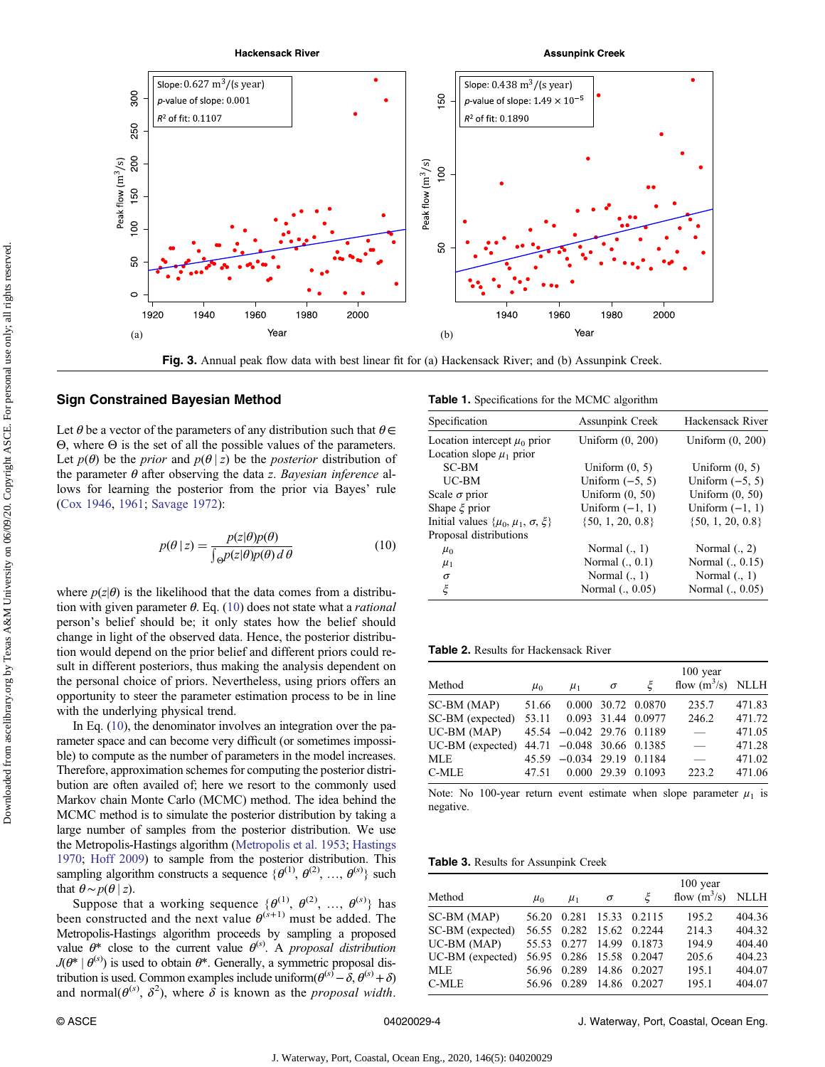Fig. 3. Annual peak flow data with best linear fit for (a) Hackensack River; and (b) Assunpink Creek.

## Sign Constrained Bayesian Method

Let $\theta$ be a vector of the parameters of any distribution such that $\theta \in \Theta$, where $\Theta$ is the set of all the possible values of the parameters. Let $p(\theta)$ be the *prior* and $p(\theta \mid z)$ be the *posterior* distribution of the parameter $\theta$ after observing the data $z$. *Bayesian inference* allows for learning the posterior from the prior via Bayes' rule (Cox 1946, 1961; Savage 1972):

$$p(\theta \mid z) = \frac{p(z|\theta)p(\theta)}{\int_{\Theta} p(z|\theta)p(\theta)\, d\,\theta} \tag{10}$$

where $p(z|\theta)$ is the likelihood that the data comes from a distribution with given parameter $\theta$. Eq. (10) does not state what a *rational* person's belief should be; it only states how the belief should change in light of the observed data. Hence, the posterior distribution would depend on the prior belief and different priors could result in different posteriors, thus making the analysis dependent on the personal choice of priors. Nevertheless, using priors offers an opportunity to steer the parameter estimation process to be in line with the underlying physical trend.

In Eq. (10), the denominator involves an integration over the parameter space and can become very difficult (or sometimes impossible) to compute as the number of parameters in the model increases. Therefore, approximation schemes for computing the posterior distribution are often availed of; here we resort to the commonly used Markov chain Monte Carlo (MCMC) method. The idea behind the MCMC method is to simulate the posterior distribution by taking a large number of samples from the posterior distribution. We use the Metropolis-Hastings algorithm (Metropolis et al. 1953; Hastings 1970; Hoff 2009) to sample from the posterior distribution. This sampling algorithm constructs a sequence $\{\theta^{(1)}, \theta^{(2)}, \ldots, \theta^{(s)}\}$ such that $\theta \sim p(\theta \mid z)$.

Suppose that a working sequence $\{\theta^{(1)}, \theta^{(2)}, \ldots, \theta^{(s)}\}$ has been constructed and the next value $\theta^{(s+1)}$ must be added. The Metropolis-Hastings algorithm proceeds by sampling a proposed value $\theta^*$ close to the current value $\theta^{(s)}$. A *proposal distribution* $J(\theta^* \mid \theta^{(s)})$ is used to obtain $\theta^*$. Generally, a symmetric proposal distribution is used. Common examples include uniform$(\theta^{(s)} - \delta, \theta^{(s)} + \delta)$ and normal$(\theta^{(s)}, \delta^2)$, where $\delta$ is known as the *proposal width*.

**Table 1.** Specifications for the MCMC algorithm

| Specification | Assunpink Creek | Hackensack River |
|---|---|---|
| Location intercept $\mu_0$ prior | Uniform (0, 200) | Uniform (0, 200) |
| Location slope $\mu_1$ prior | | |
| SC-BM | Uniform (0, 5) | Uniform (0, 5) |
| UC-BM | Uniform (−5, 5) | Uniform (−5, 5) |
| Scale $\sigma$ prior | Uniform (0, 50) | Uniform (0, 50) |
| Shape $\xi$ prior | Uniform (−1, 1) | Uniform (−1, 1) |
| Initial values $\{\mu_0, \mu_1, \sigma, \xi\}$ | {50, 1, 20, 0.8} | {50, 1, 20, 0.8} |
| Proposal distributions | | |
| $\mu_0$ | Normal (., 1) | Normal (., 2) |
| $\mu_1$ | Normal (., 0.1) | Normal (., 0.15) |
| $\sigma$ | Normal (., 1) | Normal (., 1) |
| $\xi$ | Normal (., 0.05) | Normal (., 0.05) |

**Table 2.** Results for Hackensack River

| Method | $\mu_0$ | $\mu_1$ | $\sigma$ | $\xi$ | 100 year flow ($m^3/s$) | NLLH |
|---|---|---|---|---|---|---|
| SC-BM (MAP) | 51.66 | 0.000 | 30.72 | 0.0870 | 235.7 | 471.83 |
| SC-BM (expected) | 53.11 | 0.093 | 31.44 | 0.0977 | 246.2 | 471.72 |
| UC-BM (MAP) | 45.54 | −0.042 | 29.76 | 0.1189 | — | 471.05 |
| UC-BM (expected) | 44.71 | −0.048 | 30.66 | 0.1385 | — | 471.28 |
| MLE | 45.59 | −0.034 | 29.19 | 0.1184 | — | 471.02 |
| C-MLE | 47.51 | 0.000 | 29.39 | 0.1093 | 223.2 | 471.06 |

Note: No 100-year return event estimate when slope parameter $\mu_1$ is negative.

**Table 3.** Results for Assunpink Creek

| Method | $\mu_0$ | $\mu_1$ | $\sigma$ | $\xi$ | 100 year flow ($m^3/s$) | NLLH |
|---|---|---|---|---|---|---|
| SC-BM (MAP) | 56.20 | 0.281 | 15.33 | 0.2115 | 195.2 | 404.36 |
| SC-BM (expected) | 56.55 | 0.282 | 15.62 | 0.2244 | 214.3 | 404.32 |
| UC-BM (MAP) | 55.53 | 0.277 | 14.99 | 0.1873 | 194.9 | 404.40 |
| UC-BM (expected) | 56.95 | 0.286 | 15.58 | 0.2047 | 205.6 | 404.23 |
| MLE | 56.96 | 0.289 | 14.86 | 0.2027 | 195.1 | 404.07 |
| C-MLE | 56.96 | 0.289 | 14.86 | 0.2027 | 195.1 | 404.07 |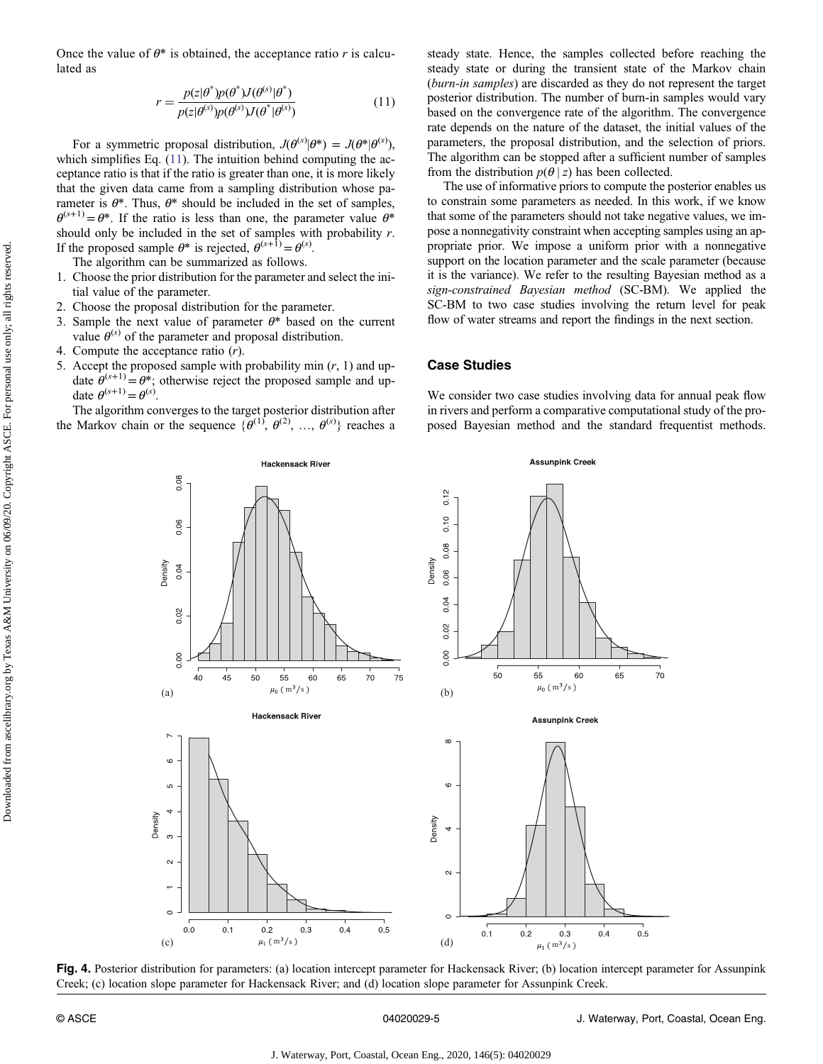Once the value of $\theta^*$ is obtained, the acceptance ratio $r$ is calculated as

$$r = \frac{p(z|\theta^*)p(\theta^*)J(\theta^{(s)}|\theta^*)}{p(z|\theta^{(s)})p(\theta^{(s)})J(\theta^*|\theta^{(s)})} \tag{11}$$

For a symmetric proposal distribution, $J(\theta^{(s)}|\theta^*) = J(\theta^*|\theta^{(s)})$, which simplifies Eq. (11). The intuition behind computing the acceptance ratio is that if the ratio is greater than one, it is more likely that the given data came from a sampling distribution whose parameter is $\theta^*$. Thus, $\theta^*$ should be included in the set of samples, $\theta^{(s+1)} = \theta^*$. If the ratio is less than one, the parameter value $\theta^*$ should only be included in the set of samples with probability $r$. If the proposed sample $\theta^*$ is rejected, $\theta^{(s+1)} = \theta^{(s)}$.

The algorithm can be summarized as follows.

1. Choose the prior distribution for the parameter and select the initial value of the parameter.
2. Choose the proposal distribution for the parameter.
3. Sample the next value of parameter $\theta^*$ based on the current value $\theta^{(s)}$ of the parameter and proposal distribution.
4. Compute the acceptance ratio ($r$).
5. Accept the proposed sample with probability min ($r$, 1) and update $\theta^{(s+1)} = \theta^*$; otherwise reject the proposed sample and update $\theta^{(s+1)} = \theta^{(s)}$.

The algorithm converges to the target posterior distribution after the Markov chain or the sequence $\{\theta^{(1)}, \theta^{(2)}, \ldots, \theta^{(s)}\}$ reaches a steady state. Hence, the samples collected before reaching the steady state or during the transient state of the Markov chain (*burn-in samples*) are discarded as they do not represent the target posterior distribution. The number of burn-in samples would vary based on the convergence rate of the algorithm. The convergence rate depends on the nature of the dataset, the initial values of the parameters, the proposal distribution, and the selection of priors. The algorithm can be stopped after a sufficient number of samples from the distribution $p(\theta \mid z)$ has been collected.

The use of informative priors to compute the posterior enables us to constrain some parameters as needed. In this work, if we know that some of the parameters should not take negative values, we impose a nonnegativity constraint when accepting samples using an appropriate prior. We impose a uniform prior with a nonnegative support on the location parameter and the scale parameter (because it is the variance). We refer to the resulting Bayesian method as a *sign-constrained Bayesian method* (SC-BM). We applied the SC-BM to two case studies involving the return level for peak flow of water streams and report the findings in the next section.

## Case Studies

We consider two case studies involving data for annual peak flow in rivers and perform a comparative computational study of the proposed Bayesian method and the standard frequentist methods.

**Fig. 4.** Posterior distribution for parameters: (a) location intercept parameter for Hackensack River; (b) location intercept parameter for Assunpink Creek; (c) location slope parameter for Hackensack River; and (d) location slope parameter for Assunpink Creek.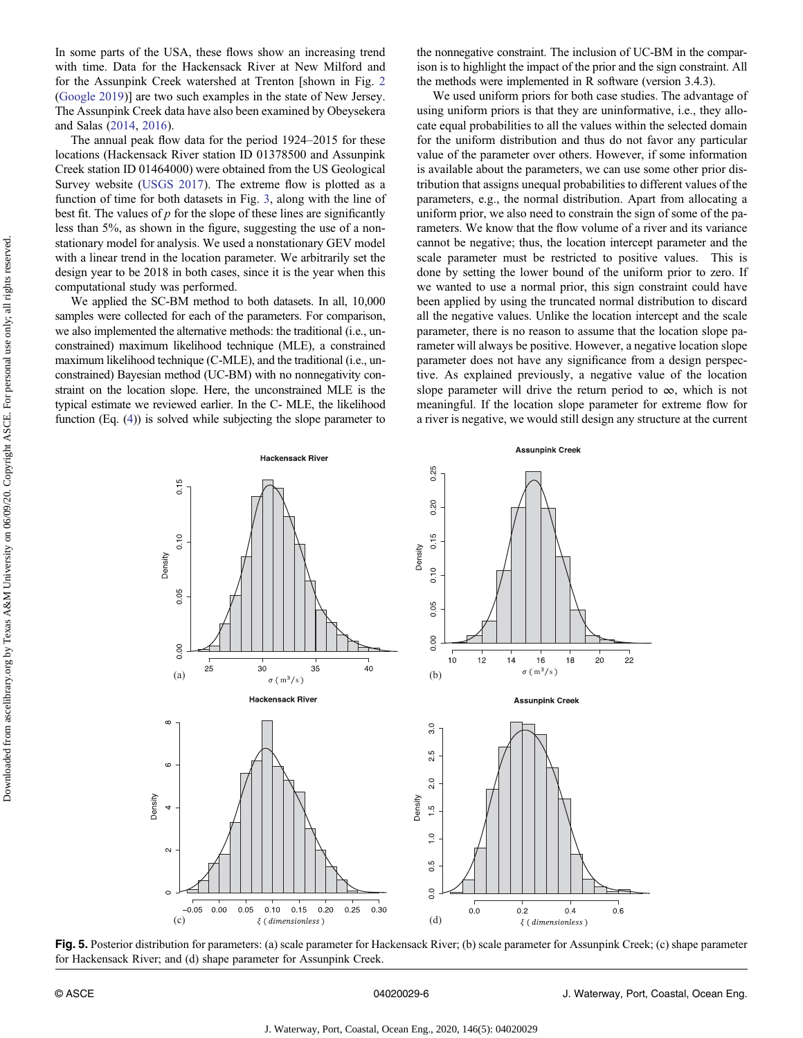In some parts of the USA, these flows show an increasing trend with time. Data for the Hackensack River at New Milford and for the Assunpink Creek watershed at Trenton [shown in Fig. 2 (Google 2019)] are two such examples in the state of New Jersey. The Assunpink Creek data have also been examined by Obeysekera and Salas (2014, 2016).

The annual peak flow data for the period 1924–2015 for these locations (Hackensack River station ID 01378500 and Assunpink Creek station ID 01464000) were obtained from the US Geological Survey website (USGS 2017). The extreme flow is plotted as a function of time for both datasets in Fig. 3, along with the line of best fit. The values of $p$ for the slope of these lines are significantly less than 5%, as shown in the figure, suggesting the use of a nonstationary model for analysis. We used a nonstationary GEV model with a linear trend in the location parameter. We arbitrarily set the design year to be 2018 in both cases, since it is the year when this computational study was performed.

We applied the SC-BM method to both datasets. In all, 10,000 samples were collected for each of the parameters. For comparison, we also implemented the alternative methods: the traditional (i.e., unconstrained) maximum likelihood technique (MLE), a constrained maximum likelihood technique (C-MLE), and the traditional (i.e., unconstrained) Bayesian method (UC-BM) with no nonnegativity constraint on the location slope. Here, the unconstrained MLE is the typical estimate we reviewed earlier. In the C- MLE, the likelihood function (Eq. (4)) is solved while subjecting the slope parameter to the nonnegative constraint. The inclusion of UC-BM in the comparison is to highlight the impact of the prior and the sign constraint. All the methods were implemented in R software (version 3.4.3).

We used uniform priors for both case studies. The advantage of using uniform priors is that they are uninformative, i.e., they allocate equal probabilities to all the values within the selected domain for the uniform distribution and thus do not favor any particular value of the parameter over others. However, if some information is available about the parameters, we can use some other prior distribution that assigns unequal probabilities to different values of the parameters, e.g., the normal distribution. Apart from allocating a uniform prior, we also need to constrain the sign of some of the parameters. We know that the flow volume of a river and its variance cannot be negative; thus, the location intercept parameter and the scale parameter must be restricted to positive values. This is done by setting the lower bound of the uniform prior to zero. If we wanted to use a normal prior, this sign constraint could have been applied by using the truncated normal distribution to discard all the negative values. Unlike the location intercept and the scale parameter, there is no reason to assume that the location slope parameter will always be positive. However, a negative location slope parameter does not have any significance from a design perspective. As explained previously, a negative value of the location slope parameter will drive the return period to $\infty$, which is not meaningful. If the location slope parameter for extreme flow for a river is negative, we would still design any structure at the current

**Fig. 5.** Posterior distribution for parameters: (a) scale parameter for Hackensack River; (b) scale parameter for Assunpink Creek; (c) shape parameter for Hackensack River; and (d) shape parameter for Assunpink Creek.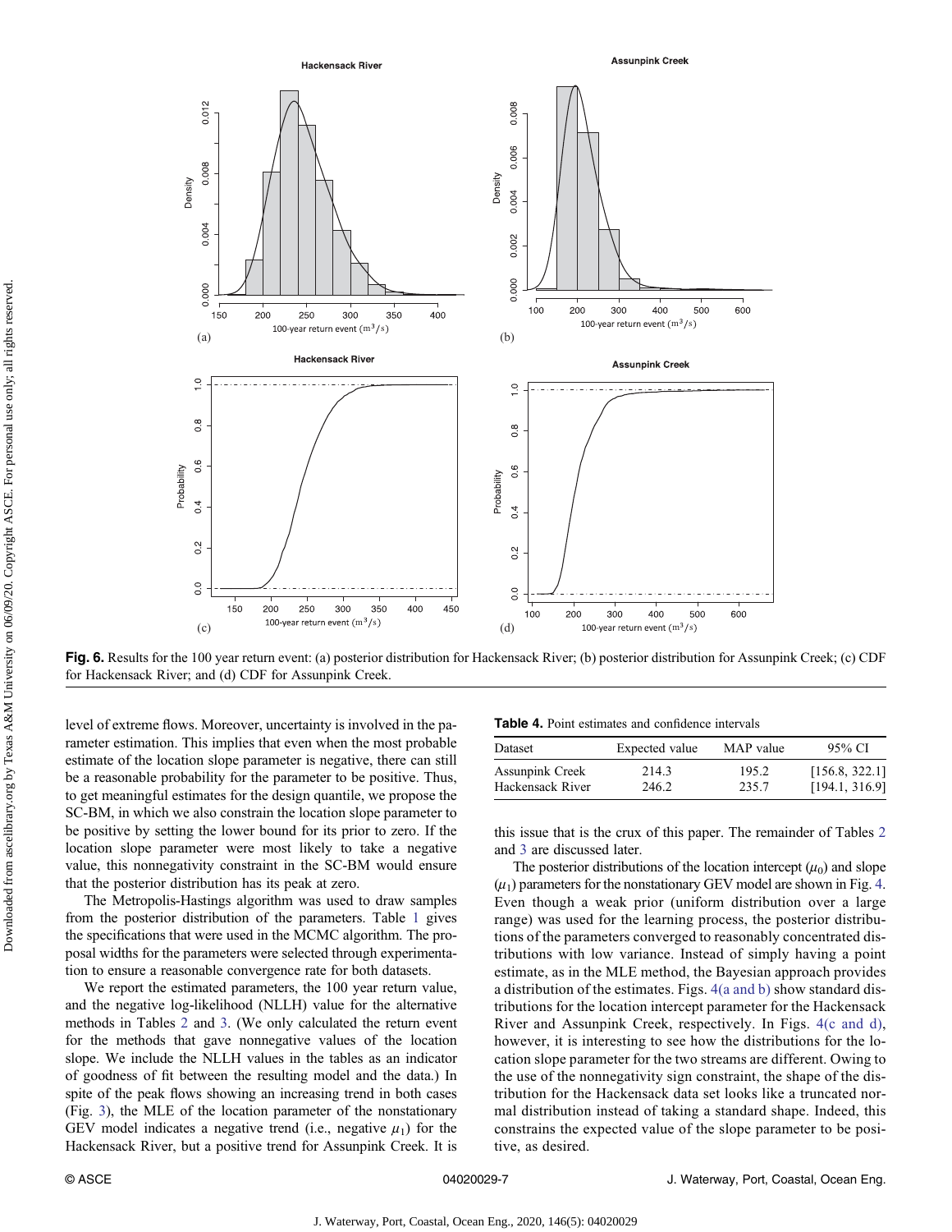**Fig. 6.** Results for the 100 year return event: (a) posterior distribution for Hackensack River; (b) posterior distribution for Assunpink Creek; (c) CDF for Hackensack River; and (d) CDF for Assunpink Creek.

level of extreme flows. Moreover, uncertainty is involved in the parameter estimation. This implies that even when the most probable estimate of the location slope parameter is negative, there can still be a reasonable probability for the parameter to be positive. Thus, to get meaningful estimates for the design quantile, we propose the SC-BM, in which we also constrain the location slope parameter to be positive by setting the lower bound for its prior to zero. If the location slope parameter were most likely to take a negative value, this nonnegativity constraint in the SC-BM would ensure that the posterior distribution has its peak at zero.

The Metropolis-Hastings algorithm was used to draw samples from the posterior distribution of the parameters. Table 1 gives the specifications that were used in the MCMC algorithm. The proposal widths for the parameters were selected through experimentation to ensure a reasonable convergence rate for both datasets.

We report the estimated parameters, the 100 year return value, and the negative log-likelihood (NLLH) value for the alternative methods in Tables 2 and 3. (We only calculated the return event for the methods that gave nonnegative values of the location slope. We include the NLLH values in the tables as an indicator of goodness of fit between the resulting model and the data.) In spite of the peak flows showing an increasing trend in both cases (Fig. 3), the MLE of the location parameter of the nonstationary GEV model indicates a negative trend (i.e., negative $\mu_1$) for the Hackensack River, but a positive trend for Assunpink Creek. It is this issue that is the crux of this paper. The remainder of Tables 2 and 3 are discussed later.

**Table 4.** Point estimates and confidence intervals

| Dataset | Expected value | MAP value | 95% CI |
|---|---|---|---|
| Assunpink Creek | 214.3 | 195.2 | [156.8, 322.1] |
| Hackensack River | 246.2 | 235.7 | [194.1, 316.9] |

The posterior distributions of the location intercept ($\mu_0$) and slope ($\mu_1$) parameters for the nonstationary GEV model are shown in Fig. 4. Even though a weak prior (uniform distribution over a large range) was used for the learning process, the posterior distributions of the parameters converged to reasonably concentrated distributions with low variance. Instead of simply having a point estimate, as in the MLE method, the Bayesian approach provides a distribution of the estimates. Figs. 4(a and b) show standard distributions for the location intercept parameter for the Hackensack River and Assunpink Creek, respectively. In Figs. 4(c and d), however, it is interesting to see how the distributions for the location slope parameter for the two streams are different. Owing to the use of the nonnegativity sign constraint, the shape of the distribution for the Hackensack data set looks like a truncated normal distribution instead of taking a standard shape. Indeed, this constrains the expected value of the slope parameter to be positive, as desired.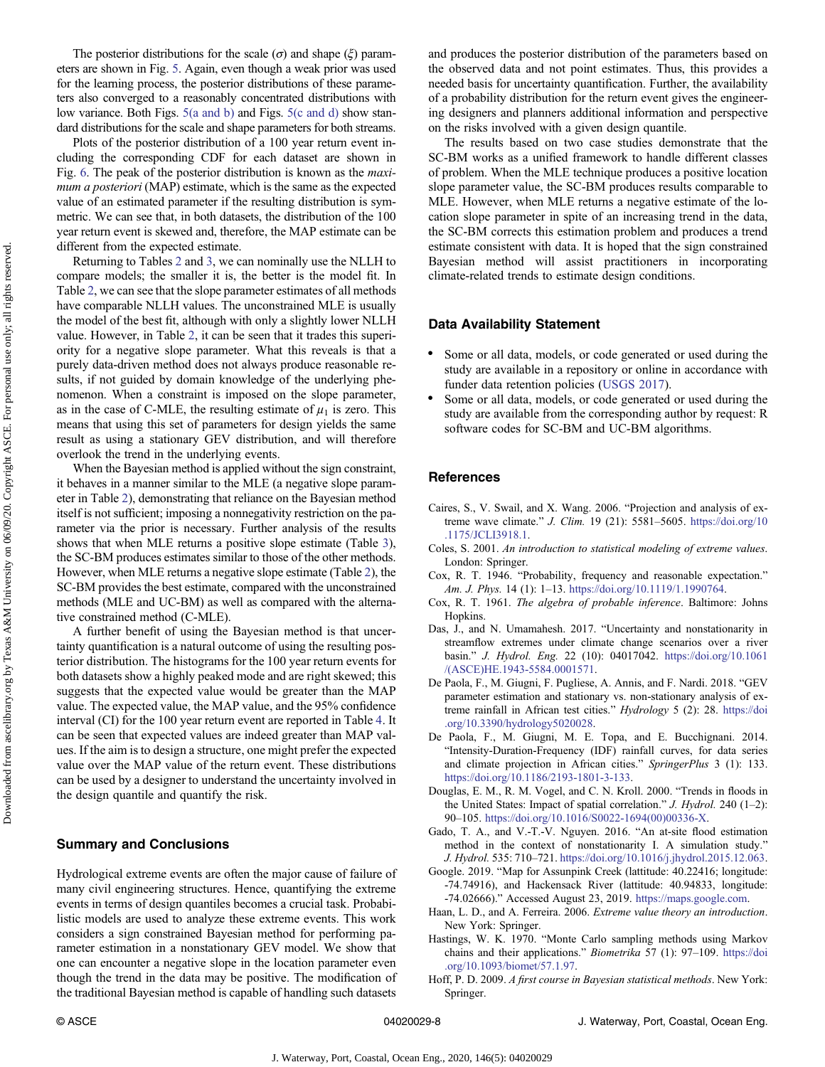The posterior distributions for the scale ($\sigma$) and shape ($\xi$) parameters are shown in Fig. 5. Again, even though a weak prior was used for the learning process, the posterior distributions of these parameters also converged to a reasonably concentrated distributions with low variance. Both Figs. 5(a and b) and Figs. 5(c and d) show standard distributions for the scale and shape parameters for both streams.

Plots of the posterior distribution of a 100 year return event including the corresponding CDF for each dataset are shown in Fig. 6. The peak of the posterior distribution is known as the *maximum a posteriori* (MAP) estimate, which is the same as the expected value of an estimated parameter if the resulting distribution is symmetric. We can see that, in both datasets, the distribution of the 100 year return event is skewed and, therefore, the MAP estimate can be different from the expected estimate.

Returning to Tables 2 and 3, we can nominally use the NLLH to compare models; the smaller it is, the better is the model fit. In Table 2, we can see that the slope parameter estimates of all methods have comparable NLLH values. The unconstrained MLE is usually the model of the best fit, although with only a slightly lower NLLH value. However, in Table 2, it can be seen that it trades this superiority for a negative slope parameter. What this reveals is that a purely data-driven method does not always produce reasonable results, if not guided by domain knowledge of the underlying phenomenon. When a constraint is imposed on the slope parameter, as in the case of C-MLE, the resulting estimate of $\mu_1$ is zero. This means that using this set of parameters for design yields the same result as using a stationary GEV distribution, and will therefore overlook the trend in the underlying events.

When the Bayesian method is applied without the sign constraint, it behaves in a manner similar to the MLE (a negative slope parameter in Table 2), demonstrating that reliance on the Bayesian method itself is not sufficient; imposing a nonnegativity restriction on the parameter via the prior is necessary. Further analysis of the results shows that when MLE returns a positive slope estimate (Table 3), the SC-BM produces estimates similar to those of the other methods. However, when MLE returns a negative slope estimate (Table 2), the SC-BM provides the best estimate, compared with the unconstrained methods (MLE and UC-BM) as well as compared with the alternative constrained method (C-MLE).

A further benefit of using the Bayesian method is that uncertainty quantification is a natural outcome of using the resulting posterior distribution. The histograms for the 100 year return events for both datasets show a highly peaked mode and are right skewed; this suggests that the expected value would be greater than the MAP value. The expected value, the MAP value, and the 95% confidence interval (CI) for the 100 year return event are reported in Table 4. It can be seen that expected values are indeed greater than MAP values. If the aim is to design a structure, one might prefer the expected value over the MAP value of the return event. These distributions can be used by a designer to understand the uncertainty involved in the design quantile and quantify the risk.

## Summary and Conclusions

Hydrological extreme events are often the major cause of failure of many civil engineering structures. Hence, quantifying the extreme events in terms of design quantiles becomes a crucial task. Probabilistic models are used to analyze these extreme events. This work considers a sign constrained Bayesian method for performing parameter estimation in a nonstationary GEV model. We show that one can encounter a negative slope in the location parameter even though the trend in the data may be positive. The modification of the traditional Bayesian method is capable of handling such datasets and produces the posterior distribution of the parameters based on the observed data and not point estimates. Thus, this provides a needed basis for uncertainty quantification. Further, the availability of a probability distribution for the return event gives the engineering designers and planners additional information and perspective on the risks involved with a given design quantile.

The results based on two case studies demonstrate that the SC-BM works as a unified framework to handle different classes of problem. When the MLE technique produces a positive location slope parameter value, the SC-BM produces results comparable to MLE. However, when MLE returns a negative estimate of the location slope parameter in spite of an increasing trend in the data, the SC-BM corrects this estimation problem and produces a trend estimate consistent with data. It is hoped that the sign constrained Bayesian method will assist practitioners in incorporating climate-related trends to estimate design conditions.

## Data Availability Statement

- Some or all data, models, or code generated or used during the study are available in a repository or online in accordance with funder data retention policies (USGS 2017).
- Some or all data, models, or code generated or used during the study are available from the corresponding author by request: R software codes for SC-BM and UC-BM algorithms.

## References

Caires, S., V. Swail, and X. Wang. 2006. "Projection and analysis of extreme wave climate." *J. Clim.* 19 (21): 5581–5605. https://doi.org/10.1175/JCLI3918.1.

Coles, S. 2001. *An introduction to statistical modeling of extreme values*. London: Springer.

Cox, R. T. 1946. "Probability, frequency and reasonable expectation." *Am. J. Phys.* 14 (1): 1–13. https://doi.org/10.1119/1.1990764.

Cox, R. T. 1961. *The algebra of probable inference*. Baltimore: Johns Hopkins.

Das, J., and N. Umamahesh. 2017. "Uncertainty and nonstationarity in streamflow extremes under climate change scenarios over a river basin." *J. Hydrol. Eng.* 22 (10): 04017042. https://doi.org/10.1061/(ASCE)HE.1943-5584.0001571.

De Paola, F., M. Giugni, F. Pugliese, A. Annis, and F. Nardi. 2018. "GEV parameter estimation and stationary vs. non-stationary analysis of extreme rainfall in African test cities." *Hydrology* 5 (2): 28. https://doi.org/10.3390/hydrology5020028.

De Paola, F., M. Giugni, M. E. Topa, and E. Bucchignani. 2014. "Intensity-Duration-Frequency (IDF) rainfall curves, for data series and climate projection in African cities." *SpringerPlus* 3 (1): 133. https://doi.org/10.1186/2193-1801-3-133.

Douglas, E. M., R. M. Vogel, and C. N. Kroll. 2000. "Trends in floods in the United States: Impact of spatial correlation." *J. Hydrol.* 240 (1–2): 90–105. https://doi.org/10.1016/S0022-1694(00)00336-X.

Gado, T. A., and V.-T.-V. Nguyen. 2016. "An at-site flood estimation method in the context of nonstationarity I. A simulation study." *J. Hydrol.* 535: 710–721. https://doi.org/10.1016/j.jhydrol.2015.12.063.

Google. 2019. "Map for Assunpink Creek (lattitude: 40.22416; longitude: -74.74916), and Hackensack River (latitude: 40.94833, longitude: -74.02666)." Accessed August 23, 2019. https://maps.google.com.

Haan, L. D., and A. Ferreira. 2006. *Extreme value theory an introduction*. New York: Springer.

Hastings, W. K. 1970. "Monte Carlo sampling methods using Markov chains and their applications." *Biometrika* 57 (1): 97–109. https://doi.org/10.1093/biomet/57.1.97.

Hoff, P. D. 2009. *A first course in Bayesian statistical methods*. New York: Springer.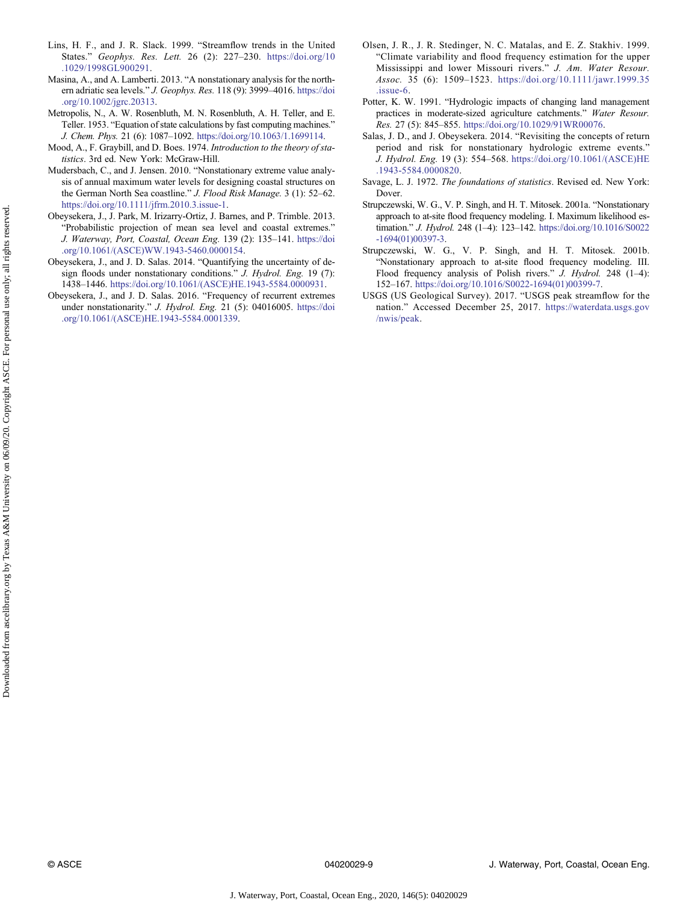Lins, H. F., and J. R. Slack. 1999. "Streamflow trends in the United States." *Geophys. Res. Lett.* 26 (2): 227–230. https://doi.org/10.1029/1998GL900291.

Masina, A., and A. Lamberti. 2013. "A nonstationary analysis for the northern adriatic sea levels." *J. Geophys. Res.* 118 (9): 3999–4016. https://doi.org/10.1002/jgrc.20313.

Metropolis, N., A. W. Rosenbluth, M. N. Rosenbluth, A. H. Teller, and E. Teller. 1953. "Equation of state calculations by fast computing machines." *J. Chem. Phys.* 21 (6): 1087–1092. https://doi.org/10.1063/1.1699114.

Mood, A., F. Graybill, and D. Boes. 1974. *Introduction to the theory of statistics*. 3rd ed. New York: McGraw-Hill.

Mudersbach, C., and J. Jensen. 2010. "Nonstationary extreme value analysis of annual maximum water levels for designing coastal structures on the German North Sea coastline." *J. Flood Risk Manage.* 3 (1): 52–62. https://doi.org/10.1111/jfrm.2010.3.issue-1.

Obeysekera, J., J. Park, M. Irizarry-Ortiz, J. Barnes, and P. Trimble. 2013. "Probabilistic projection of mean sea level and coastal extremes." *J. Waterway, Port, Coastal, Ocean Eng.* 139 (2): 135–141. https://doi.org/10.1061/(ASCE)WW.1943-5460.0000154.

Obeysekera, J., and J. D. Salas. 2014. "Quantifying the uncertainty of design floods under nonstationary conditions." *J. Hydrol. Eng.* 19 (7): 1438–1446. https://doi.org/10.1061/(ASCE)HE.1943-5584.0000931.

Obeysekera, J., and J. D. Salas. 2016. "Frequency of recurrent extremes under nonstationarity." *J. Hydrol. Eng.* 21 (5): 04016005. https://doi.org/10.1061/(ASCE)HE.1943-5584.0001339.

Olsen, J. R., J. R. Stedinger, N. C. Matalas, and E. Z. Stakhiv. 1999. "Climate variability and flood frequency estimation for the upper Mississippi and lower Missouri rivers." *J. Am. Water Resour. Assoc.* 35 (6): 1509–1523. https://doi.org/10.1111/jawr.1999.35.issue-6.

Potter, K. W. 1991. "Hydrologic impacts of changing land management practices in moderate-sized agriculture catchments." *Water Resour. Res.* 27 (5): 845–855. https://doi.org/10.1029/91WR00076.

Salas, J. D., and J. Obeysekera. 2014. "Revisiting the concepts of return period and risk for nonstationary hydrologic extreme events." *J. Hydrol. Eng.* 19 (3): 554–568. https://doi.org/10.1061/(ASCE)HE.1943-5584.0000820.

Savage, L. J. 1972. *The foundations of statistics*. Revised ed. New York: Dover.

Strupczewski, W. G., V. P. Singh, and H. T. Mitosek. 2001a. "Nonstationary approach to at-site flood frequency modeling. I. Maximum likelihood estimation." *J. Hydrol.* 248 (1–4): 123–142. https://doi.org/10.1016/S0022-1694(01)00397-3.

Strupczewski, W. G., V. P. Singh, and H. T. Mitosek. 2001b. "Nonstationary approach to at-site flood frequency modeling. III. Flood frequency analysis of Polish rivers." *J. Hydrol.* 248 (1–4): 152–167. https://doi.org/10.1016/S0022-1694(01)00399-7.

USGS (US Geological Survey). 2017. "USGS peak streamflow for the nation." Accessed December 25, 2017. https://waterdata.usgs.gov/nwis/peak.